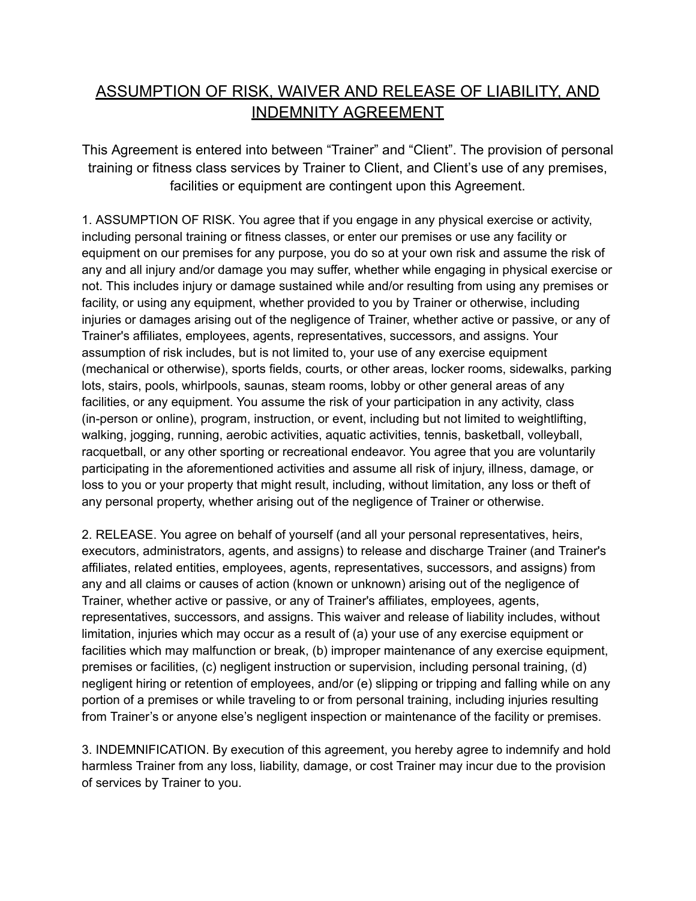# ASSUMPTION OF RISK, WAIVER AND RELEASE OF LIABILITY, AND INDEMNITY AGREEMENT

This Agreement is entered into between “Trainer” and “Client”. The provision of personal training or fitness class services by Trainer to Client, and Client’s use of any premises, facilities or equipment are contingent upon this Agreement.

1. ASSUMPTION OF RISK. You agree that if you engage in any physical exercise or activity, including personal training or fitness classes, or enter our premises or use any facility or equipment on our premises for any purpose, you do so at your own risk and assume the risk of any and all injury and/or damage you may suffer, whether while engaging in physical exercise or not. This includes injury or damage sustained while and/or resulting from using any premises or facility, or using any equipment, whether provided to you by Trainer or otherwise, including injuries or damages arising out of the negligence of Trainer, whether active or passive, or any of Trainer's affiliates, employees, agents, representatives, successors, and assigns. Your assumption of risk includes, but is not limited to, your use of any exercise equipment (mechanical or otherwise), sports fields, courts, or other areas, locker rooms, sidewalks, parking lots, stairs, pools, whirlpools, saunas, steam rooms, lobby or other general areas of any facilities, or any equipment. You assume the risk of your participation in any activity, class (in-person or online), program, instruction, or event, including but not limited to weightlifting, walking, jogging, running, aerobic activities, aquatic activities, tennis, basketball, volleyball, racquetball, or any other sporting or recreational endeavor. You agree that you are voluntarily participating in the aforementioned activities and assume all risk of injury, illness, damage, or loss to you or your property that might result, including, without limitation, any loss or theft of any personal property, whether arising out of the negligence of Trainer or otherwise.

2. RELEASE. You agree on behalf of yourself (and all your personal representatives, heirs, executors, administrators, agents, and assigns) to release and discharge Trainer (and Trainer's affiliates, related entities, employees, agents, representatives, successors, and assigns) from any and all claims or causes of action (known or unknown) arising out of the negligence of Trainer, whether active or passive, or any of Trainer's affiliates, employees, agents, representatives, successors, and assigns. This waiver and release of liability includes, without limitation, injuries which may occur as a result of (a) your use of any exercise equipment or facilities which may malfunction or break, (b) improper maintenance of any exercise equipment, premises or facilities, (c) negligent instruction or supervision, including personal training, (d) negligent hiring or retention of employees, and/or (e) slipping or tripping and falling while on any portion of a premises or while traveling to or from personal training, including injuries resulting from Trainer’s or anyone else’s negligent inspection or maintenance of the facility or premises.

3. INDEMNIFICATION. By execution of this agreement, you hereby agree to indemnify and hold harmless Trainer from any loss, liability, damage, or cost Trainer may incur due to the provision of services by Trainer to you.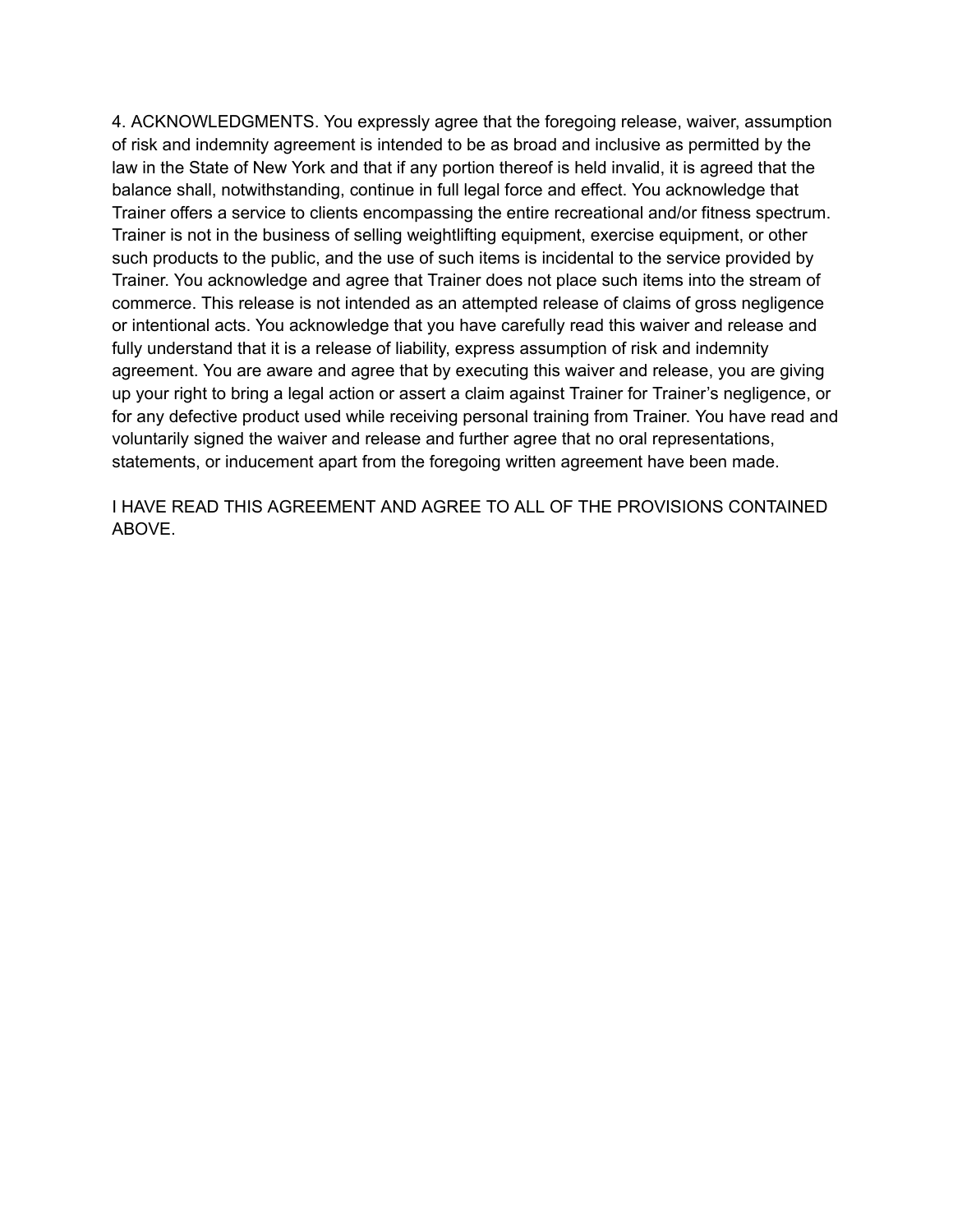4. ACKNOWLEDGMENTS. You expressly agree that the foregoing release, waiver, assumption of risk and indemnity agreement is intended to be as broad and inclusive as permitted by the law in the State of New York and that if any portion thereof is held invalid, it is agreed that the balance shall, notwithstanding, continue in full legal force and effect. You acknowledge that Trainer offers a service to clients encompassing the entire recreational and/or fitness spectrum. Trainer is not in the business of selling weightlifting equipment, exercise equipment, or other such products to the public, and the use of such items is incidental to the service provided by Trainer. You acknowledge and agree that Trainer does not place such items into the stream of commerce. This release is not intended as an attempted release of claims of gross negligence or intentional acts. You acknowledge that you have carefully read this waiver and release and fully understand that it is a release of liability, express assumption of risk and indemnity agreement. You are aware and agree that by executing this waiver and release, you are giving up your right to bring a legal action or assert a claim against Trainer for Trainer's negligence, or for any defective product used while receiving personal training from Trainer. You have read and voluntarily signed the waiver and release and further agree that no oral representations, statements, or inducement apart from the foregoing written agreement have been made.

I HAVE READ THIS AGREEMENT AND AGREE TO ALL OF THE PROVISIONS CONTAINED ABOVE.